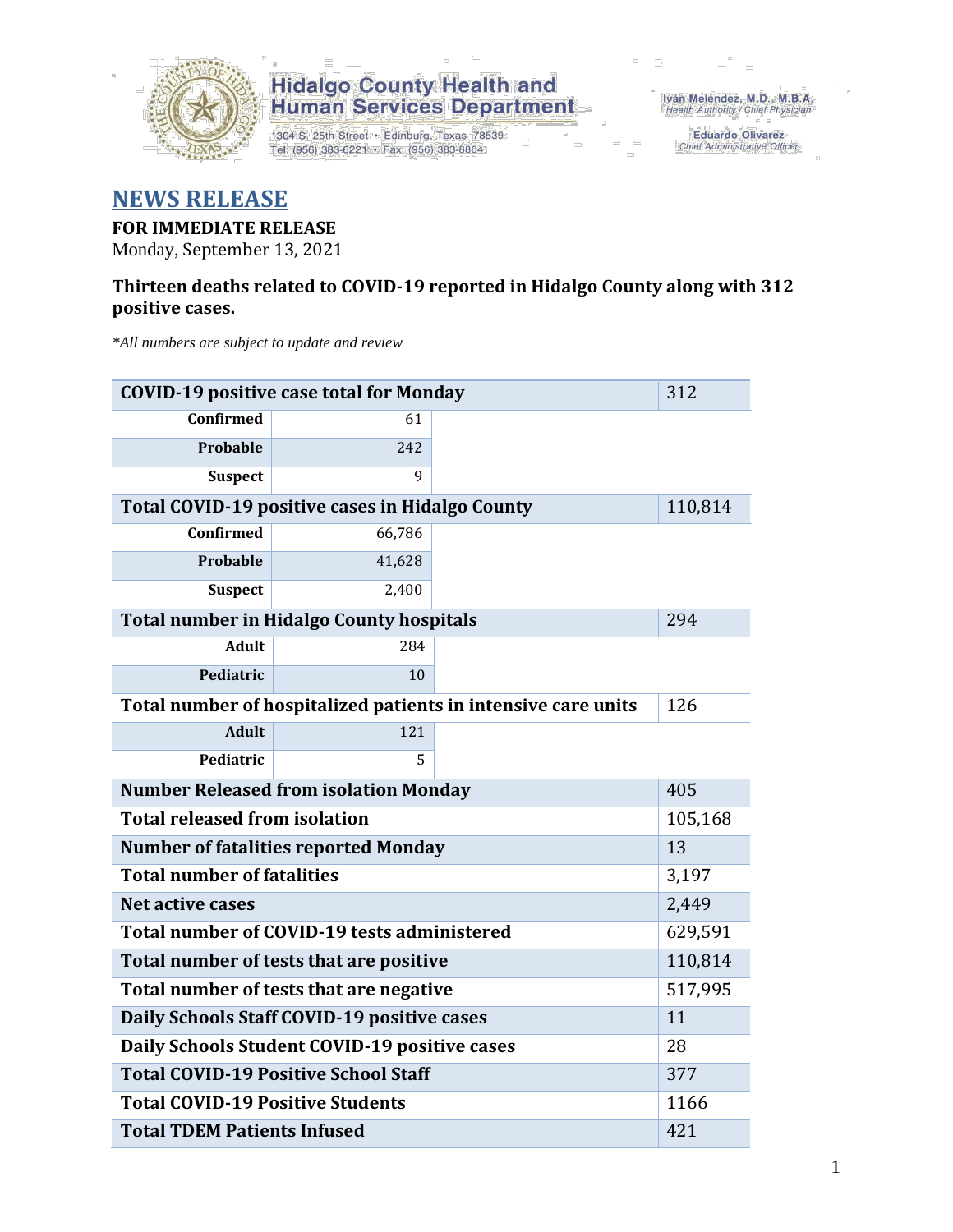Hidalgo County Health and Human Services Department

1304 S. 25th Street • Edinburg, Texas 78539
Tel: (956) 383-6221 • Fax: (956) 383-8864

Iván Meléndez, M.D., M.B.A.
Health Authority / Chief Physician

Eduardo Olivarez
Chief Administrative Officer

# NEWS RELEASE

**FOR IMMEDIATE RELEASE**
Monday, September 13, 2021

**Thirteen deaths related to COVID-19 reported in Hidalgo County along with 312 positive cases.**

*\*All numbers are subject to update and review*

| COVID-19 positive case total for Monday | | 312 |
|---|---|---|
| Confirmed | 61 | |
| Probable | 242 | |
| Suspect | 9 | |
| **Total COVID-19 positive cases in Hidalgo County** | | 110,814 |
| Confirmed | 66,786 | |
| Probable | 41,628 | |
| Suspect | 2,400 | |
| **Total number in Hidalgo County hospitals** | | 294 |
| Adult | 284 | |
| Pediatric | 10 | |
| **Total number of hospitalized patients in intensive care units** | | 126 |
| Adult | 121 | |
| Pediatric | 5 | |
| **Number Released from isolation Monday** | | 405 |
| **Total released from isolation** | | 105,168 |
| **Number of fatalities reported Monday** | | 13 |
| **Total number of fatalities** | | 3,197 |
| **Net active cases** | | 2,449 |
| **Total number of COVID-19 tests administered** | | 629,591 |
| **Total number of tests that are positive** | | 110,814 |
| **Total number of tests that are negative** | | 517,995 |
| **Daily Schools Staff COVID-19 positive cases** | | 11 |
| **Daily Schools Student COVID-19 positive cases** | | 28 |
| **Total COVID-19 Positive School Staff** | | 377 |
| **Total COVID-19 Positive Students** | | 1166 |
| **Total TDEM Patients Infused** | | 421 |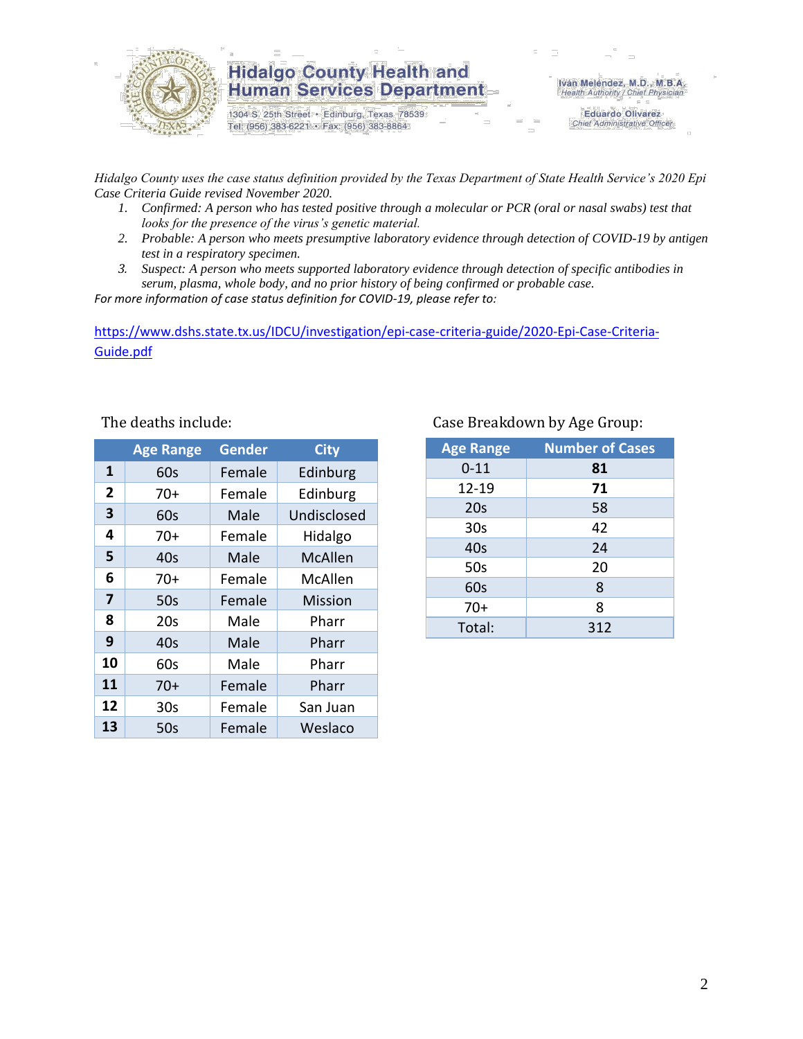# Hidalgo County Health and Human Services Department

1304 S. 25th Street • Edinburg, Texas 78539
Tel: (956) 383-6221 • Fax: (956) 383-8864

Iván Meléndez, M.D., M.B.A.
*Health Authority / Chief Physician*

Eduardo Olivarez
*Chief Administrative Officer*

*Hidalgo County uses the case status definition provided by the Texas Department of State Health Service's 2020 Epi Case Criteria Guide revised November 2020.*

1. *Confirmed: A person who has tested positive through a molecular or PCR (oral or nasal swabs) test that looks for the presence of the virus's genetic material.*
2. *Probable: A person who meets presumptive laboratory evidence through detection of COVID-19 by antigen test in a respiratory specimen.*
3. *Suspect: A person who meets supported laboratory evidence through detection of specific antibodies in serum, plasma, whole body, and no prior history of being confirmed or probable case.*

*For more information of case status definition for COVID-19, please refer to:*

https://www.dshs.state.tx.us/IDCU/investigation/epi-case-criteria-guide/2020-Epi-Case-Criteria-Guide.pdf

The deaths include:

| | Age Range | Gender | City |
|---|---|---|---|
| **1** | 60s | Female | Edinburg |
| **2** | 70+ | Female | Edinburg |
| **3** | 60s | Male | Undisclosed |
| **4** | 70+ | Female | Hidalgo |
| **5** | 40s | Male | McAllen |
| **6** | 70+ | Female | McAllen |
| **7** | 50s | Female | Mission |
| **8** | 20s | Male | Pharr |
| **9** | 40s | Male | Pharr |
| **10** | 60s | Male | Pharr |
| **11** | 70+ | Female | Pharr |
| **12** | 30s | Female | San Juan |
| **13** | 50s | Female | Weslaco |

Case Breakdown by Age Group:

| Age Range | Number of Cases |
|---|---|
| 0-11 | **81** |
| 12-19 | **71** |
| 20s | 58 |
| 30s | 42 |
| 40s | 24 |
| 50s | 20 |
| 60s | 8 |
| 70+ | 8 |
| Total: | 312 |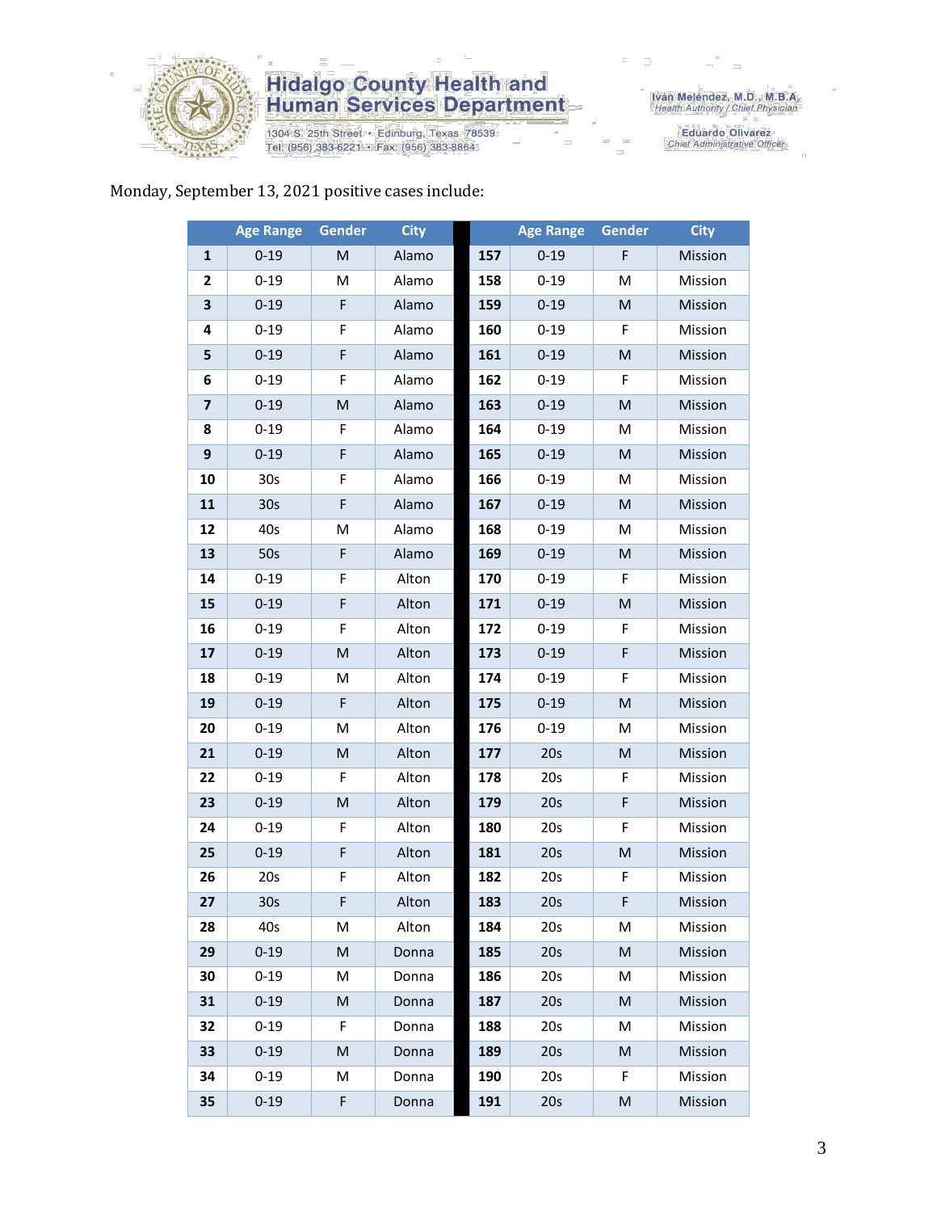Monday, September 13, 2021 positive cases include:

| | Age Range | Gender | City | | Age Range | Gender | City |
|---|---|---|---|---|---|---|---|
| **1** | 0-19 | M | Alamo | **157** | 0-19 | F | Mission |
| **2** | 0-19 | M | Alamo | **158** | 0-19 | M | Mission |
| **3** | 0-19 | F | Alamo | **159** | 0-19 | M | Mission |
| **4** | 0-19 | F | Alamo | **160** | 0-19 | F | Mission |
| **5** | 0-19 | F | Alamo | **161** | 0-19 | M | Mission |
| **6** | 0-19 | F | Alamo | **162** | 0-19 | F | Mission |
| **7** | 0-19 | M | Alamo | **163** | 0-19 | M | Mission |
| **8** | 0-19 | F | Alamo | **164** | 0-19 | M | Mission |
| **9** | 0-19 | F | Alamo | **165** | 0-19 | M | Mission |
| **10** | 30s | F | Alamo | **166** | 0-19 | M | Mission |
| **11** | 30s | F | Alamo | **167** | 0-19 | M | Mission |
| **12** | 40s | M | Alamo | **168** | 0-19 | M | Mission |
| **13** | 50s | F | Alamo | **169** | 0-19 | M | Mission |
| **14** | 0-19 | F | Alton | **170** | 0-19 | F | Mission |
| **15** | 0-19 | F | Alton | **171** | 0-19 | M | Mission |
| **16** | 0-19 | F | Alton | **172** | 0-19 | F | Mission |
| **17** | 0-19 | M | Alton | **173** | 0-19 | F | Mission |
| **18** | 0-19 | M | Alton | **174** | 0-19 | F | Mission |
| **19** | 0-19 | F | Alton | **175** | 0-19 | M | Mission |
| **20** | 0-19 | M | Alton | **176** | 0-19 | M | Mission |
| **21** | 0-19 | M | Alton | **177** | 20s | M | Mission |
| **22** | 0-19 | F | Alton | **178** | 20s | F | Mission |
| **23** | 0-19 | M | Alton | **179** | 20s | F | Mission |
| **24** | 0-19 | F | Alton | **180** | 20s | F | Mission |
| **25** | 0-19 | F | Alton | **181** | 20s | M | Mission |
| **26** | 20s | F | Alton | **182** | 20s | F | Mission |
| **27** | 30s | F | Alton | **183** | 20s | F | Mission |
| **28** | 40s | M | Alton | **184** | 20s | M | Mission |
| **29** | 0-19 | M | Donna | **185** | 20s | M | Mission |
| **30** | 0-19 | M | Donna | **186** | 20s | M | Mission |
| **31** | 0-19 | M | Donna | **187** | 20s | M | Mission |
| **32** | 0-19 | F | Donna | **188** | 20s | M | Mission |
| **33** | 0-19 | M | Donna | **189** | 20s | M | Mission |
| **34** | 0-19 | M | Donna | **190** | 20s | F | Mission |
| **35** | 0-19 | F | Donna | **191** | 20s | M | Mission |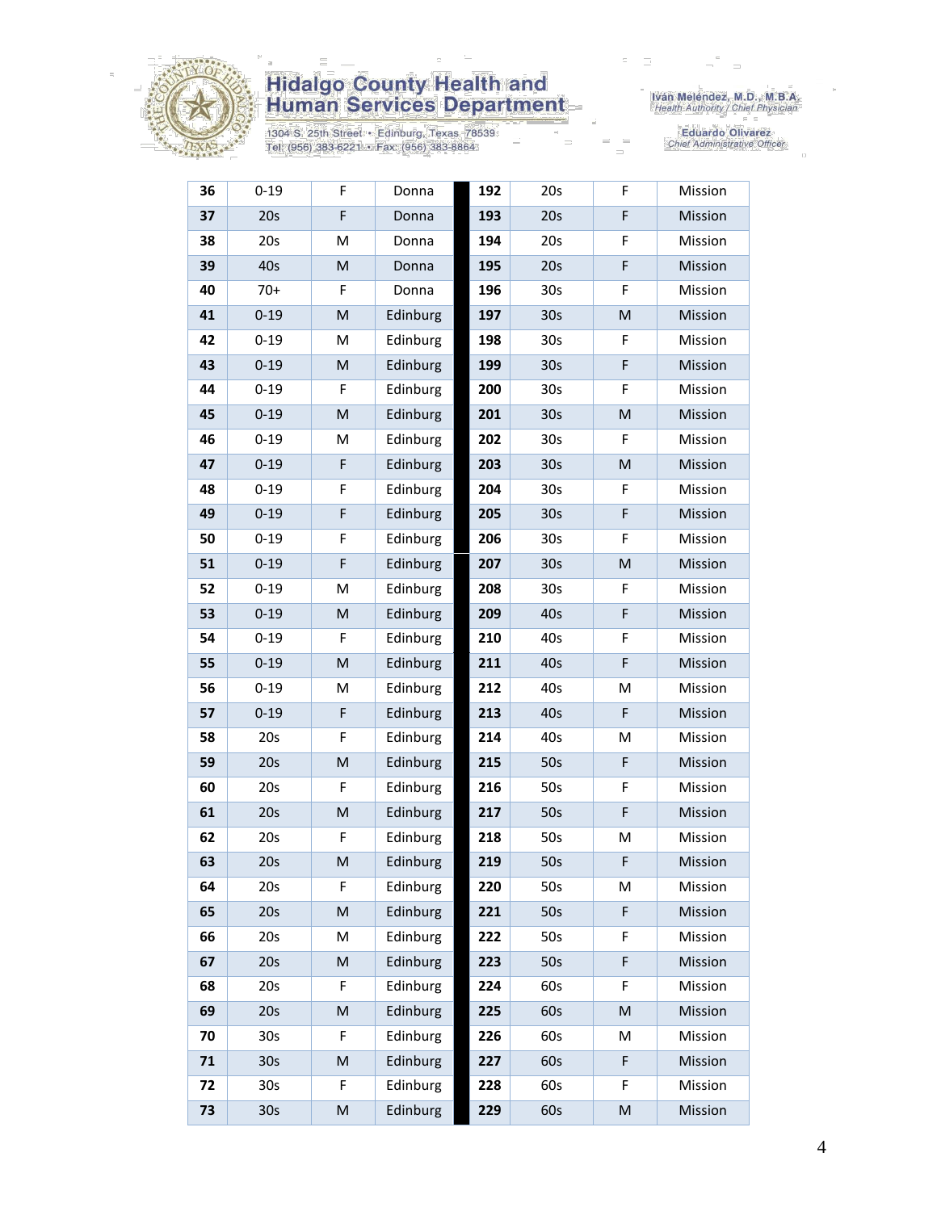Hidalgo County Health and Human Services Department

1304 S. 25th Street • Edinburg, Texas 78539
Tel: (956) 383-6221 • Fax: (956) 383-8864

Iván Meléndez, M.D., M.B.A.
Health Authority / Chief Physician

Eduardo Olivarez
Chief Administrative Officer

| | | | | | | | |
|---|---|---|---|---|---|---|---|
| **36** | 0-19 | F | Donna | **192** | 20s | F | Mission |
| **37** | 20s | F | Donna | **193** | 20s | F | Mission |
| **38** | 20s | M | Donna | **194** | 20s | F | Mission |
| **39** | 40s | M | Donna | **195** | 20s | F | Mission |
| **40** | 70+ | F | Donna | **196** | 30s | F | Mission |
| **41** | 0-19 | M | Edinburg | **197** | 30s | M | Mission |
| **42** | 0-19 | M | Edinburg | **198** | 30s | F | Mission |
| **43** | 0-19 | M | Edinburg | **199** | 30s | F | Mission |
| **44** | 0-19 | F | Edinburg | **200** | 30s | F | Mission |
| **45** | 0-19 | M | Edinburg | **201** | 30s | M | Mission |
| **46** | 0-19 | M | Edinburg | **202** | 30s | F | Mission |
| **47** | 0-19 | F | Edinburg | **203** | 30s | M | Mission |
| **48** | 0-19 | F | Edinburg | **204** | 30s | F | Mission |
| **49** | 0-19 | F | Edinburg | **205** | 30s | F | Mission |
| **50** | 0-19 | F | Edinburg | **206** | 30s | F | Mission |
| **51** | 0-19 | F | Edinburg | **207** | 30s | M | Mission |
| **52** | 0-19 | M | Edinburg | **208** | 30s | F | Mission |
| **53** | 0-19 | M | Edinburg | **209** | 40s | F | Mission |
| **54** | 0-19 | F | Edinburg | **210** | 40s | F | Mission |
| **55** | 0-19 | M | Edinburg | **211** | 40s | F | Mission |
| **56** | 0-19 | M | Edinburg | **212** | 40s | M | Mission |
| **57** | 0-19 | F | Edinburg | **213** | 40s | F | Mission |
| **58** | 20s | F | Edinburg | **214** | 40s | M | Mission |
| **59** | 20s | M | Edinburg | **215** | 50s | F | Mission |
| **60** | 20s | F | Edinburg | **216** | 50s | F | Mission |
| **61** | 20s | M | Edinburg | **217** | 50s | F | Mission |
| **62** | 20s | F | Edinburg | **218** | 50s | M | Mission |
| **63** | 20s | M | Edinburg | **219** | 50s | F | Mission |
| **64** | 20s | F | Edinburg | **220** | 50s | M | Mission |
| **65** | 20s | M | Edinburg | **221** | 50s | F | Mission |
| **66** | 20s | M | Edinburg | **222** | 50s | F | Mission |
| **67** | 20s | M | Edinburg | **223** | 50s | F | Mission |
| **68** | 20s | F | Edinburg | **224** | 60s | F | Mission |
| **69** | 20s | M | Edinburg | **225** | 60s | M | Mission |
| **70** | 30s | F | Edinburg | **226** | 60s | M | Mission |
| **71** | 30s | M | Edinburg | **227** | 60s | F | Mission |
| **72** | 30s | F | Edinburg | **228** | 60s | F | Mission |
| **73** | 30s | M | Edinburg | **229** | 60s | M | Mission |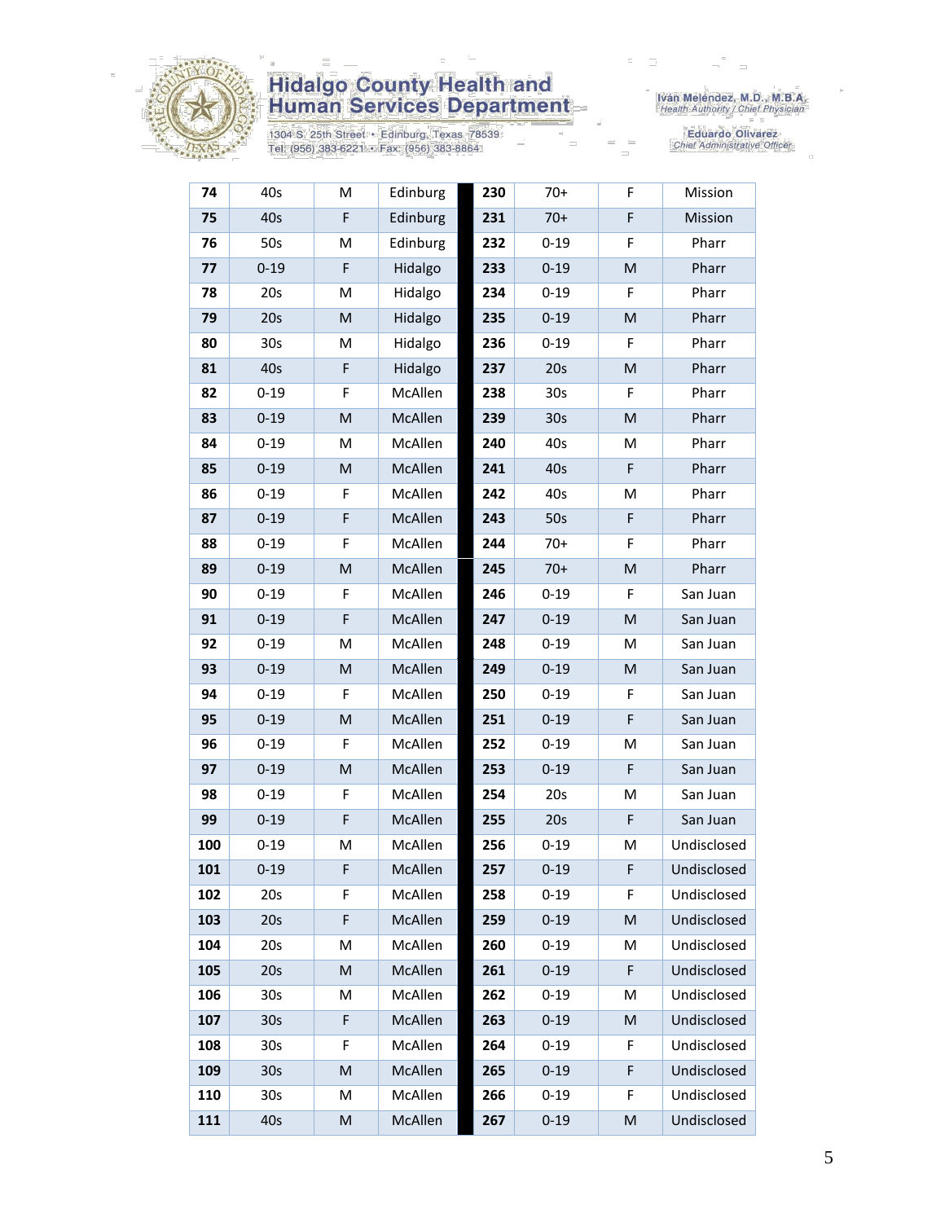# Hidalgo County Health and Human Services Department

1304 S. 25th Street • Edinburg, Texas 78539
Tel: (956) 383-6221 • Fax: (956) 383-8864

Iván Meléndez, M.D., M.B.A.
*Health Authority / Chief Physician*

Eduardo Olivarez
*Chief Administrative Officer*

| | | | | | | | |
|---|---|---|---|---|---|---|---|
| **74** | 40s | M | Edinburg | **230** | 70+ | F | Mission |
| **75** | 40s | F | Edinburg | **231** | 70+ | F | Mission |
| **76** | 50s | M | Edinburg | **232** | 0-19 | F | Pharr |
| **77** | 0-19 | F | Hidalgo | **233** | 0-19 | M | Pharr |
| **78** | 20s | M | Hidalgo | **234** | 0-19 | F | Pharr |
| **79** | 20s | M | Hidalgo | **235** | 0-19 | M | Pharr |
| **80** | 30s | M | Hidalgo | **236** | 0-19 | F | Pharr |
| **81** | 40s | F | Hidalgo | **237** | 20s | M | Pharr |
| **82** | 0-19 | F | McAllen | **238** | 30s | F | Pharr |
| **83** | 0-19 | M | McAllen | **239** | 30s | M | Pharr |
| **84** | 0-19 | M | McAllen | **240** | 40s | M | Pharr |
| **85** | 0-19 | M | McAllen | **241** | 40s | F | Pharr |
| **86** | 0-19 | F | McAllen | **242** | 40s | M | Pharr |
| **87** | 0-19 | F | McAllen | **243** | 50s | F | Pharr |
| **88** | 0-19 | F | McAllen | **244** | 70+ | F | Pharr |
| **89** | 0-19 | M | McAllen | **245** | 70+ | M | Pharr |
| **90** | 0-19 | F | McAllen | **246** | 0-19 | F | San Juan |
| **91** | 0-19 | F | McAllen | **247** | 0-19 | M | San Juan |
| **92** | 0-19 | M | McAllen | **248** | 0-19 | M | San Juan |
| **93** | 0-19 | M | McAllen | **249** | 0-19 | M | San Juan |
| **94** | 0-19 | F | McAllen | **250** | 0-19 | F | San Juan |
| **95** | 0-19 | M | McAllen | **251** | 0-19 | F | San Juan |
| **96** | 0-19 | F | McAllen | **252** | 0-19 | M | San Juan |
| **97** | 0-19 | M | McAllen | **253** | 0-19 | F | San Juan |
| **98** | 0-19 | F | McAllen | **254** | 20s | M | San Juan |
| **99** | 0-19 | F | McAllen | **255** | 20s | F | San Juan |
| **100** | 0-19 | M | McAllen | **256** | 0-19 | M | Undisclosed |
| **101** | 0-19 | F | McAllen | **257** | 0-19 | F | Undisclosed |
| **102** | 20s | F | McAllen | **258** | 0-19 | F | Undisclosed |
| **103** | 20s | F | McAllen | **259** | 0-19 | M | Undisclosed |
| **104** | 20s | M | McAllen | **260** | 0-19 | M | Undisclosed |
| **105** | 20s | M | McAllen | **261** | 0-19 | F | Undisclosed |
| **106** | 30s | M | McAllen | **262** | 0-19 | M | Undisclosed |
| **107** | 30s | F | McAllen | **263** | 0-19 | M | Undisclosed |
| **108** | 30s | F | McAllen | **264** | 0-19 | F | Undisclosed |
| **109** | 30s | M | McAllen | **265** | 0-19 | F | Undisclosed |
| **110** | 30s | M | McAllen | **266** | 0-19 | F | Undisclosed |
| **111** | 40s | M | McAllen | **267** | 0-19 | M | Undisclosed |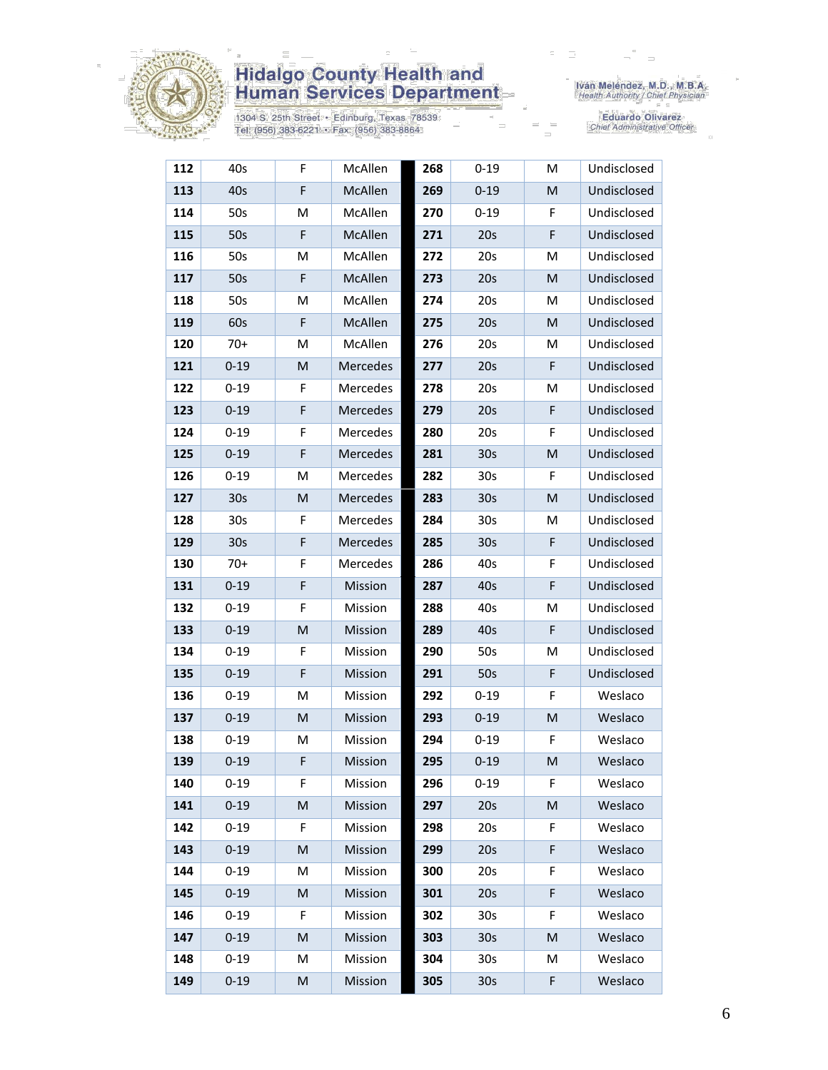# Hidalgo County Health and Human Services Department

1304 S. 25th Street • Edinburg, Texas 78539
Tel: (956) 383-6221 • Fax: (956) 383-8864

Iván Meléndez, M.D., M.B.A.
*Health Authority / Chief Physician*

Eduardo Olivarez
*Chief Administrative Officer*

| | | | | | | | |
|---|---|---|---|---|---|---|---|
| **112** | 40s | F | McAllen | **268** | 0-19 | M | Undisclosed |
| **113** | 40s | F | McAllen | **269** | 0-19 | M | Undisclosed |
| **114** | 50s | M | McAllen | **270** | 0-19 | F | Undisclosed |
| **115** | 50s | F | McAllen | **271** | 20s | F | Undisclosed |
| **116** | 50s | M | McAllen | **272** | 20s | M | Undisclosed |
| **117** | 50s | F | McAllen | **273** | 20s | M | Undisclosed |
| **118** | 50s | M | McAllen | **274** | 20s | M | Undisclosed |
| **119** | 60s | F | McAllen | **275** | 20s | M | Undisclosed |
| **120** | 70+ | M | McAllen | **276** | 20s | M | Undisclosed |
| **121** | 0-19 | M | Mercedes | **277** | 20s | F | Undisclosed |
| **122** | 0-19 | F | Mercedes | **278** | 20s | M | Undisclosed |
| **123** | 0-19 | F | Mercedes | **279** | 20s | F | Undisclosed |
| **124** | 0-19 | F | Mercedes | **280** | 20s | F | Undisclosed |
| **125** | 0-19 | F | Mercedes | **281** | 30s | M | Undisclosed |
| **126** | 0-19 | M | Mercedes | **282** | 30s | F | Undisclosed |
| **127** | 30s | M | Mercedes | **283** | 30s | M | Undisclosed |
| **128** | 30s | F | Mercedes | **284** | 30s | M | Undisclosed |
| **129** | 30s | F | Mercedes | **285** | 30s | F | Undisclosed |
| **130** | 70+ | F | Mercedes | **286** | 40s | F | Undisclosed |
| **131** | 0-19 | F | Mission | **287** | 40s | F | Undisclosed |
| **132** | 0-19 | F | Mission | **288** | 40s | M | Undisclosed |
| **133** | 0-19 | M | Mission | **289** | 40s | F | Undisclosed |
| **134** | 0-19 | F | Mission | **290** | 50s | M | Undisclosed |
| **135** | 0-19 | F | Mission | **291** | 50s | F | Undisclosed |
| **136** | 0-19 | M | Mission | **292** | 0-19 | F | Weslaco |
| **137** | 0-19 | M | Mission | **293** | 0-19 | M | Weslaco |
| **138** | 0-19 | M | Mission | **294** | 0-19 | F | Weslaco |
| **139** | 0-19 | F | Mission | **295** | 0-19 | M | Weslaco |
| **140** | 0-19 | F | Mission | **296** | 0-19 | F | Weslaco |
| **141** | 0-19 | M | Mission | **297** | 20s | M | Weslaco |
| **142** | 0-19 | F | Mission | **298** | 20s | F | Weslaco |
| **143** | 0-19 | M | Mission | **299** | 20s | F | Weslaco |
| **144** | 0-19 | M | Mission | **300** | 20s | F | Weslaco |
| **145** | 0-19 | M | Mission | **301** | 20s | F | Weslaco |
| **146** | 0-19 | F | Mission | **302** | 30s | F | Weslaco |
| **147** | 0-19 | M | Mission | **303** | 30s | M | Weslaco |
| **148** | 0-19 | M | Mission | **304** | 30s | M | Weslaco |
| **149** | 0-19 | M | Mission | **305** | 30s | F | Weslaco |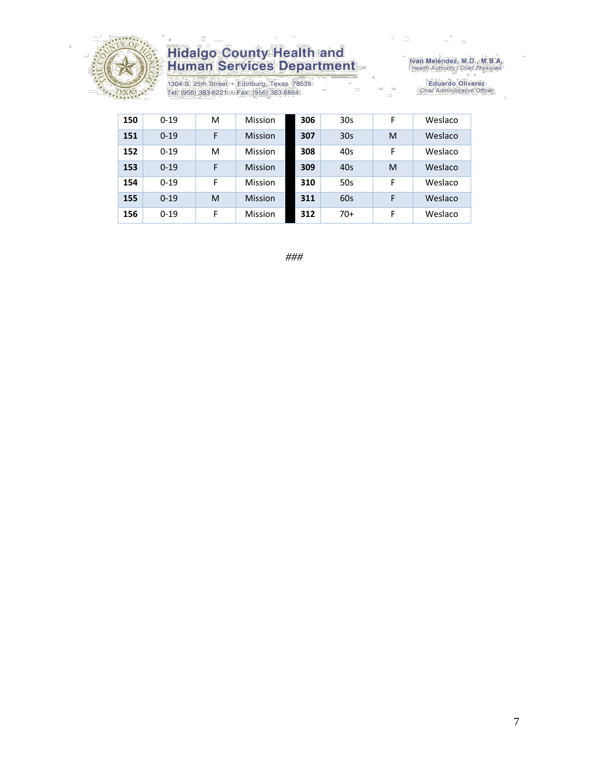| | | | | | | | | |
|---|---|---|---|---|---|---|---|---|
| **150** | 0-19 | M | Mission | | **306** | 30s | F | Weslaco |
| **151** | 0-19 | F | Mission | | **307** | 30s | M | Weslaco |
| **152** | 0-19 | M | Mission | | **308** | 40s | F | Weslaco |
| **153** | 0-19 | F | Mission | | **309** | 40s | M | Weslaco |
| **154** | 0-19 | F | Mission | | **310** | 50s | F | Weslaco |
| **155** | 0-19 | M | Mission | | **311** | 60s | F | Weslaco |
| **156** | 0-19 | F | Mission | | **312** | 70+ | F | Weslaco |

###